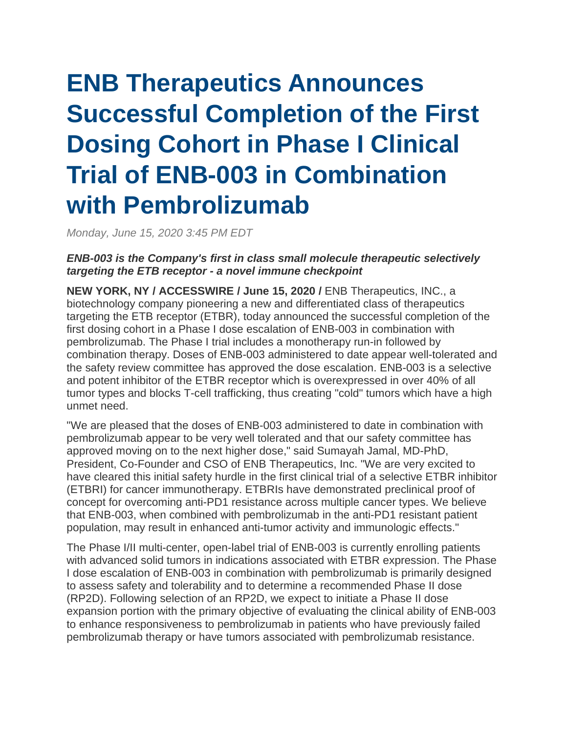# ENB Therapeutics Announces Successful Completion of the First Dosing Cohort in Phase I Clinical Trial of ENB-003 in Combination with Pembrolizumab

*Monday, June 15, 2020 3:45 PM EDT*

***ENB-003 is the Company's first in class small molecule therapeutic selectively targeting the ETB receptor - a novel immune checkpoint***

**NEW YORK, NY / ACCESSWIRE / June 15, 2020 /** ENB Therapeutics, INC., a biotechnology company pioneering a new and differentiated class of therapeutics targeting the ETB receptor (ETBR), today announced the successful completion of the first dosing cohort in a Phase I dose escalation of ENB-003 in combination with pembrolizumab. The Phase I trial includes a monotherapy run-in followed by combination therapy. Doses of ENB-003 administered to date appear well-tolerated and the safety review committee has approved the dose escalation. ENB-003 is a selective and potent inhibitor of the ETBR receptor which is overexpressed in over 40% of all tumor types and blocks T-cell trafficking, thus creating "cold" tumors which have a high unmet need.

"We are pleased that the doses of ENB-003 administered to date in combination with pembrolizumab appear to be very well tolerated and that our safety committee has approved moving on to the next higher dose," said Sumayah Jamal, MD-PhD, President, Co-Founder and CSO of ENB Therapeutics, Inc. "We are very excited to have cleared this initial safety hurdle in the first clinical trial of a selective ETBR inhibitor (ETBRI) for cancer immunotherapy. ETBRIs have demonstrated preclinical proof of concept for overcoming anti-PD1 resistance across multiple cancer types. We believe that ENB-003, when combined with pembrolizumab in the anti-PD1 resistant patient population, may result in enhanced anti-tumor activity and immunologic effects."

The Phase I/II multi-center, open-label trial of ENB-003 is currently enrolling patients with advanced solid tumors in indications associated with ETBR expression. The Phase I dose escalation of ENB-003 in combination with pembrolizumab is primarily designed to assess safety and tolerability and to determine a recommended Phase II dose (RP2D). Following selection of an RP2D, we expect to initiate a Phase II dose expansion portion with the primary objective of evaluating the clinical ability of ENB-003 to enhance responsiveness to pembrolizumab in patients who have previously failed pembrolizumab therapy or have tumors associated with pembrolizumab resistance.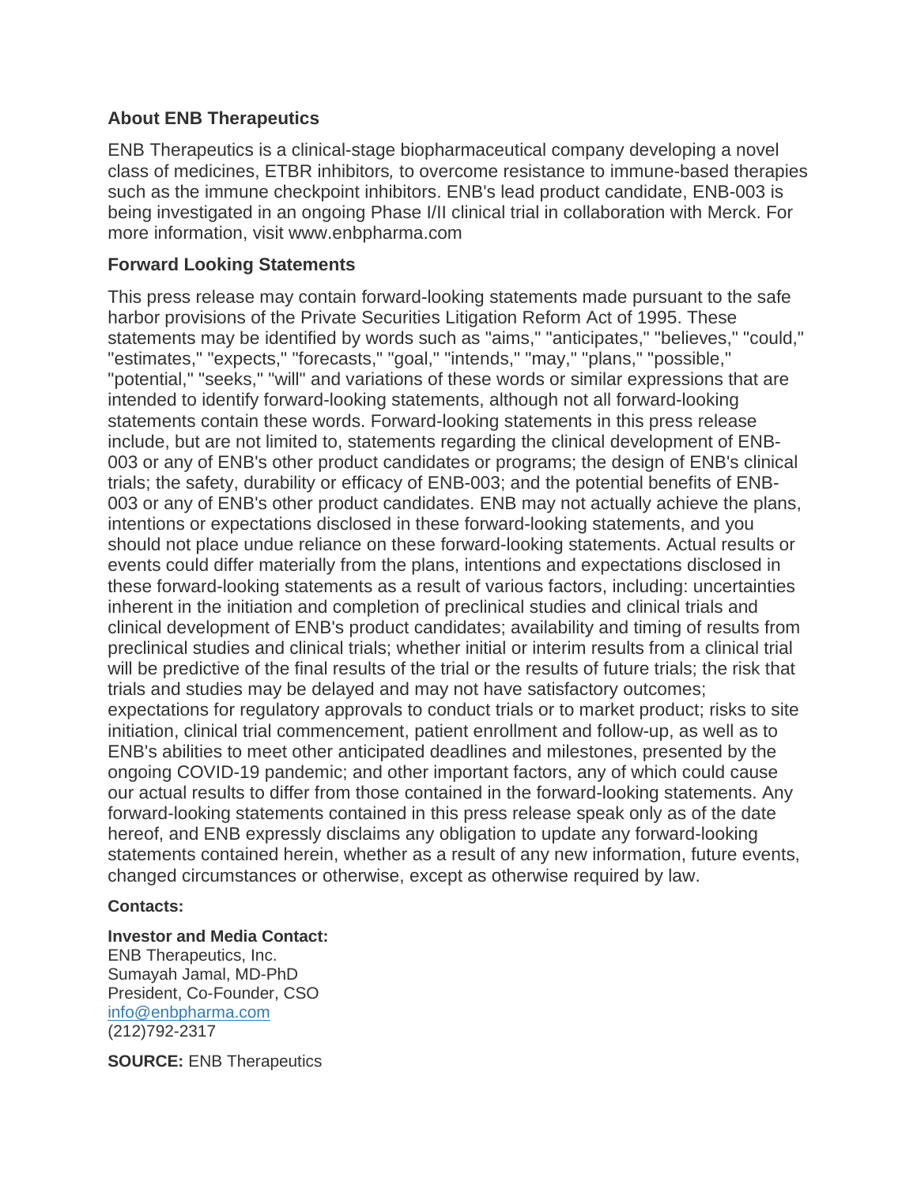### About ENB Therapeutics

ENB Therapeutics is a clinical-stage biopharmaceutical company developing a novel class of medicines, ETBR inhibitors*,* to overcome resistance to immune-based therapies such as the immune checkpoint inhibitors. ENB's lead product candidate, ENB-003 is being investigated in an ongoing Phase I/II clinical trial in collaboration with Merck. For more information, visit www.enbpharma.com

### Forward Looking Statements

This press release may contain forward-looking statements made pursuant to the safe harbor provisions of the Private Securities Litigation Reform Act of 1995. These statements may be identified by words such as "aims," "anticipates," "believes," "could," "estimates," "expects," "forecasts," "goal," "intends," "may," "plans," "possible," "potential," "seeks," "will" and variations of these words or similar expressions that are intended to identify forward-looking statements, although not all forward-looking statements contain these words. Forward-looking statements in this press release include, but are not limited to, statements regarding the clinical development of ENB-003 or any of ENB's other product candidates or programs; the design of ENB's clinical trials; the safety, durability or efficacy of ENB-003; and the potential benefits of ENB-003 or any of ENB's other product candidates. ENB may not actually achieve the plans, intentions or expectations disclosed in these forward-looking statements, and you should not place undue reliance on these forward-looking statements. Actual results or events could differ materially from the plans, intentions and expectations disclosed in these forward-looking statements as a result of various factors, including: uncertainties inherent in the initiation and completion of preclinical studies and clinical trials and clinical development of ENB's product candidates; availability and timing of results from preclinical studies and clinical trials; whether initial or interim results from a clinical trial will be predictive of the final results of the trial or the results of future trials; the risk that trials and studies may be delayed and may not have satisfactory outcomes; expectations for regulatory approvals to conduct trials or to market product; risks to site initiation, clinical trial commencement, patient enrollment and follow-up, as well as to ENB's abilities to meet other anticipated deadlines and milestones, presented by the ongoing COVID-19 pandemic; and other important factors, any of which could cause our actual results to differ from those contained in the forward-looking statements. Any forward-looking statements contained in this press release speak only as of the date hereof, and ENB expressly disclaims any obligation to update any forward-looking statements contained herein, whether as a result of any new information, future events, changed circumstances or otherwise, except as otherwise required by law.

**Contacts:**

**Investor and Media Contact:**
ENB Therapeutics, Inc.
Sumayah Jamal, MD-PhD
President, Co-Founder, CSO
info@enbpharma.com
(212)792-2317

**SOURCE:** ENB Therapeutics